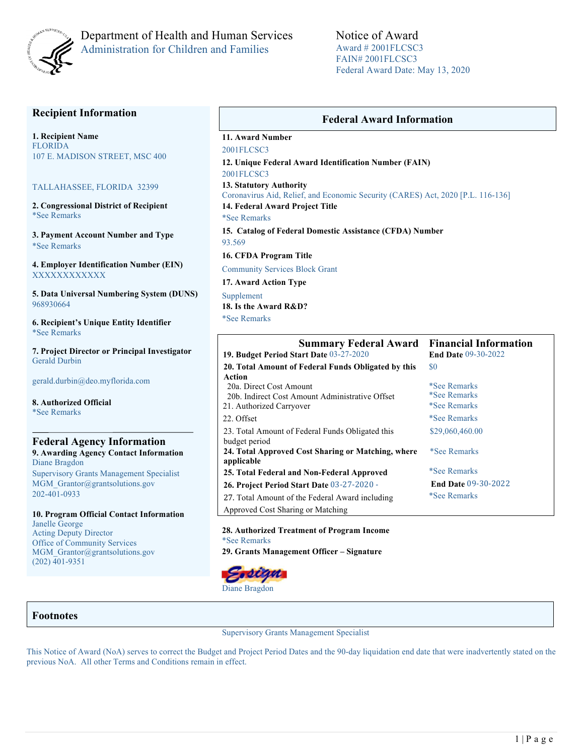Department of Health and Human Services
Administration for Children and Families

# Notice of Award

Award # 2001FLCSC3
FAIN# 2001FLCSC3
Federal Award Date: May 13, 2020

## Recipient Information

**1. Recipient Name**
FLORIDA
107 E. MADISON STREET, MSC 400

TALLAHASSEE, FLORIDA 32399

**2. Congressional District of Recipient**
*See Remarks

**3. Payment Account Number and Type**
*See Remarks

**4. Employer Identification Number (EIN)**
XXXXXXXXXXXX

**5. Data Universal Numbering System (DUNS)**
968930664

**6. Recipient's Unique Entity Identifier**
*See Remarks

**7. Project Director or Principal Investigator**
Gerald Durbin

gerald.durbin@deo.myflorida.com

**8. Authorized Official**
*See Remarks

## Federal Agency Information

**9. Awarding Agency Contact Information**
Diane Bragdon
Supervisory Grants Management Specialist
MGM_Grantor@grantsolutions.gov
202-401-0933

**10. Program Official Contact Information**
Janelle George
Acting Deputy Director
Office of Community Services
MGM_Grantor@grantsolutions.gov
(202) 401-9351

## Federal Award Information

**11. Award Number**
2001FLCSC3

**12. Unique Federal Award Identification Number (FAIN)**
2001FLCSC3

**13. Statutory Authority**
Coronavirus Aid, Relief, and Economic Security (CARES) Act, 2020 [P.L. 116-136]

**14. Federal Award Project Title**
*See Remarks

**15. Catalog of Federal Domestic Assistance (CFDA) Number**
93.569

**16. CFDA Program Title**
Community Services Block Grant

**17. Award Action Type**
Supplement

**18. Is the Award R&D?**
*See Remarks

## Summary Federal Award Financial Information

| | |
|---|---|
| **19. Budget Period Start Date** 03-27-2020 | **End Date** 09-30-2022 |
| **20. Total Amount of Federal Funds Obligated by this Action** | $0 |
| 20a. Direct Cost Amount | *See Remarks |
| 20b. Indirect Cost Amount Administrative Offset | *See Remarks |
| 21. Authorized Carryover | *See Remarks |
| 22. Offset | *See Remarks |
| 23. Total Amount of Federal Funds Obligated this budget period | $29,060,460.00 |
| **24. Total Approved Cost Sharing or Matching, where applicable** | *See Remarks |
| **25. Total Federal and Non-Federal Approved** | *See Remarks |
| **26. Project Period Start Date** 03-27-2020 - | **End Date** 09-30-2022 |
| 27. Total Amount of the Federal Award including Approved Cost Sharing or Matching | *See Remarks |

**28. Authorized Treatment of Program Income**
*See Remarks

**29. Grants Management Officer – Signature**

Diane Bragdon
Supervisory Grants Management Specialist

## Footnotes

This Notice of Award (NoA) serves to correct the Budget and Project Period Dates and the 90-day liquidation end date that were inadvertently stated on the previous NoA. All other Terms and Conditions remain in effect.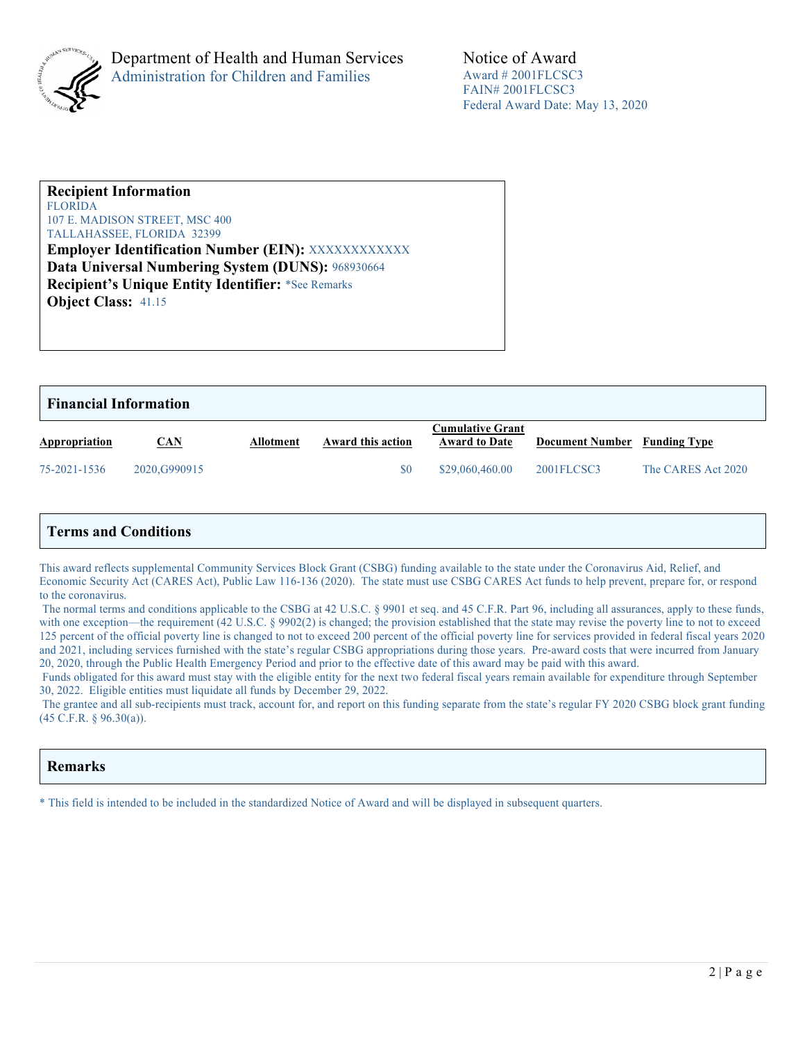Department of Health and Human Services
Administration for Children and Families

# Notice of Award

Award # 2001FLCSC3
FAIN# 2001FLCSC3
Federal Award Date: May 13, 2020

**Recipient Information**
FLORIDA
107 E. MADISON STREET, MSC 400
TALLAHASSEE, FLORIDA 32399
**Employer Identification Number (EIN):** XXXXXXXXXXXX
**Data Universal Numbering System (DUNS):** 968930664
**Recipient's Unique Entity Identifier:** *See Remarks
**Object Class:** 41.15

## Financial Information

| Appropriation | CAN | Allotment | Award this action | Cumulative Grant Award to Date | Document Number | Funding Type |
|---|---|---|---|---|---|---|
| 75-2021-1536 | 2020,G990915 | | $0 | $29,060,460.00 | 2001FLCSC3 | The CARES Act 2020 |

## Terms and Conditions

This award reflects supplemental Community Services Block Grant (CSBG) funding available to the state under the Coronavirus Aid, Relief, and Economic Security Act (CARES Act), Public Law 116-136 (2020). The state must use CSBG CARES Act funds to help prevent, prepare for, or respond to the coronavirus.

The normal terms and conditions applicable to the CSBG at 42 U.S.C. § 9901 et seq. and 45 C.F.R. Part 96, including all assurances, apply to these funds, with one exception—the requirement (42 U.S.C. § 9902(2) is changed; the provision established that the state may revise the poverty line to not to exceed 125 percent of the official poverty line is changed to not to exceed 200 percent of the official poverty line for services provided in federal fiscal years 2020 and 2021, including services furnished with the state's regular CSBG appropriations during those years. Pre-award costs that were incurred from January 20, 2020, through the Public Health Emergency Period and prior to the effective date of this award may be paid with this award.

Funds obligated for this award must stay with the eligible entity for the next two federal fiscal years remain available for expenditure through September 30, 2022. Eligible entities must liquidate all funds by December 29, 2022.

The grantee and all sub-recipients must track, account for, and report on this funding separate from the state's regular FY 2020 CSBG block grant funding (45 C.F.R. § 96.30(a)).

## Remarks

* This field is intended to be included in the standardized Notice of Award and will be displayed in subsequent quarters.